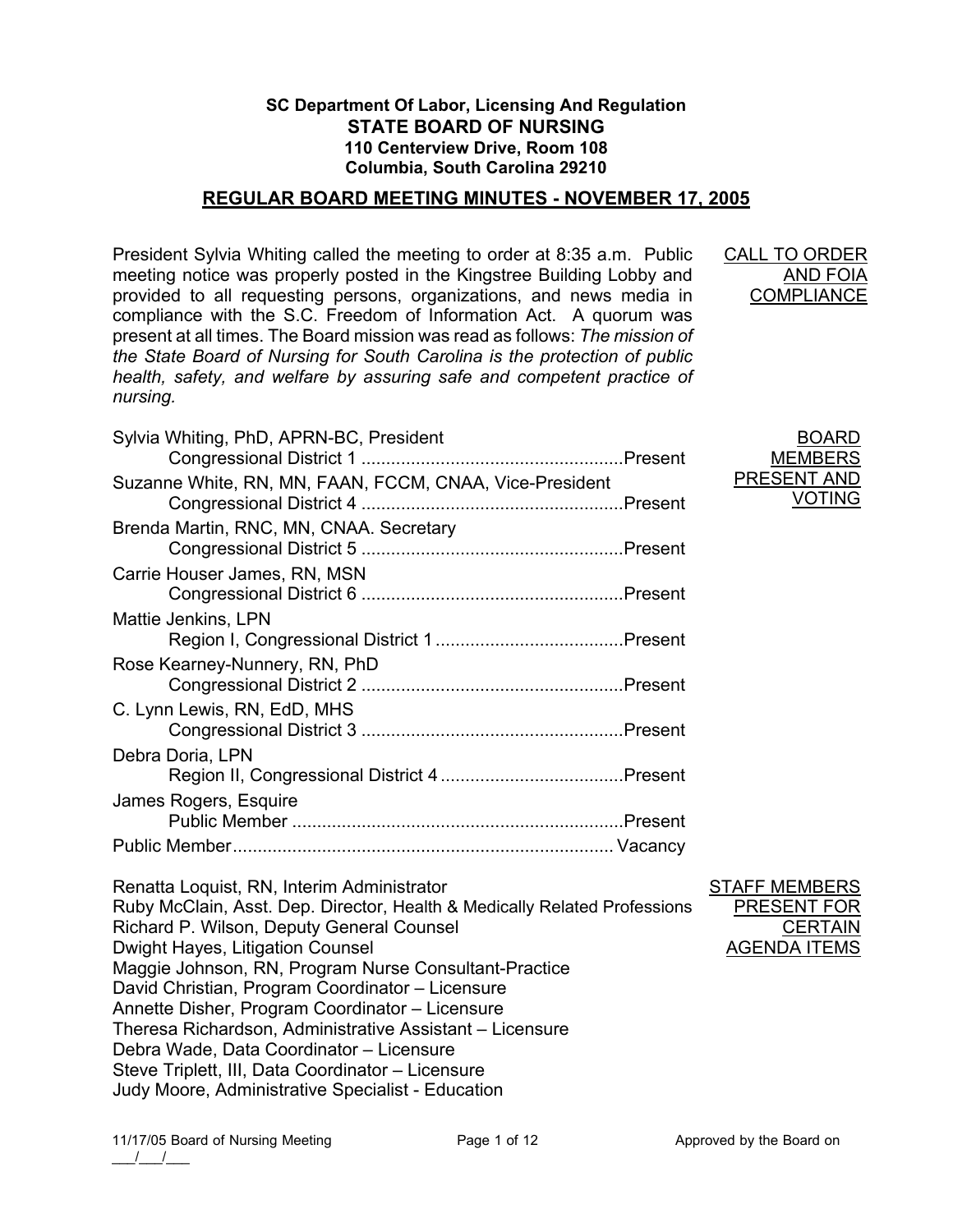**SC Department Of Labor, Licensing And Regulation**

# STATE BOARD OF NURSING

**110 Centerview Drive, Room 108**
**Columbia, South Carolina 29210**

## REGULAR BOARD MEETING MINUTES - NOVEMBER 17, 2005

**CALL TO ORDER AND FOIA COMPLIANCE**

President Sylvia Whiting called the meeting to order at 8:35 a.m. Public meeting notice was properly posted in the Kingstree Building Lobby and provided to all requesting persons, organizations, and news media in compliance with the S.C. Freedom of Information Act. A quorum was present at all times. The Board mission was read as follows: *The mission of the State Board of Nursing for South Carolina is the protection of public health, safety, and welfare by assuring safe and competent practice of nursing.*

**BOARD MEMBERS PRESENT AND VOTING**

Sylvia Whiting, PhD, APRN-BC, President
Congressional District 1 .................................................... Present

Suzanne White, RN, MN, FAAN, FCCM, CNAA, Vice-President
Congressional District 4 .................................................... Present

Brenda Martin, RNC, MN, CNAA. Secretary
Congressional District 5 .................................................... Present

Carrie Houser James, RN, MSN
Congressional District 6 .................................................... Present

Mattie Jenkins, LPN
Region I, Congressional District 1 ...................................... Present

Rose Kearney-Nunnery, RN, PhD
Congressional District 2 .................................................... Present

C. Lynn Lewis, RN, EdD, MHS
Congressional District 3 .................................................... Present

Debra Doria, LPN
Region II, Congressional District 4 ..................................... Present

James Rogers, Esquire
Public Member ................................................................... Present

Public Member ............................................................................ Vacancy

**STAFF MEMBERS PRESENT FOR CERTAIN AGENDA ITEMS**

Renatta Loquist, RN, Interim Administrator
Ruby McClain, Asst. Dep. Director, Health & Medically Related Professions
Richard P. Wilson, Deputy General Counsel
Dwight Hayes, Litigation Counsel
Maggie Johnson, RN, Program Nurse Consultant-Practice
David Christian, Program Coordinator – Licensure
Annette Disher, Program Coordinator – Licensure
Theresa Richardson, Administrative Assistant – Licensure
Debra Wade, Data Coordinator – Licensure
Steve Triplett, III, Data Coordinator – Licensure
Judy Moore, Administrative Specialist - Education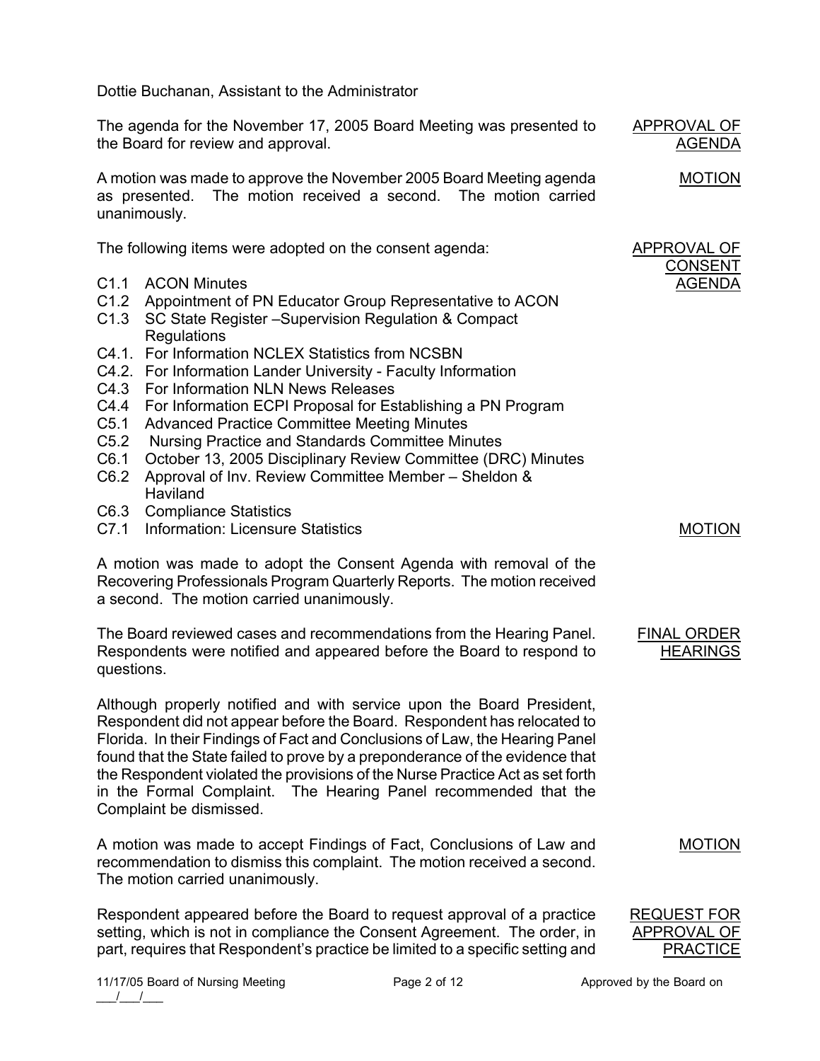Dottie Buchanan, Assistant to the Administrator

**APPROVAL OF AGENDA**

The agenda for the November 17, 2005 Board Meeting was presented to the Board for review and approval.

**MOTION**

A motion was made to approve the November 2005 Board Meeting agenda as presented. The motion received a second. The motion carried unanimously.

**APPROVAL OF CONSENT AGENDA**

The following items were adopted on the consent agenda:

- C1.1 ACON Minutes
- C1.2 Appointment of PN Educator Group Representative to ACON
- C1.3 SC State Register –Supervision Regulation & Compact Regulations
- C4.1. For Information NCLEX Statistics from NCSBN
- C4.2. For Information Lander University - Faculty Information
- C4.3 For Information NLN News Releases
- C4.4 For Information ECPI Proposal for Establishing a PN Program
- C5.1 Advanced Practice Committee Meeting Minutes
- C5.2 Nursing Practice and Standards Committee Minutes
- C6.1 October 13, 2005 Disciplinary Review Committee (DRC) Minutes
- C6.2 Approval of Inv. Review Committee Member – Sheldon & Haviland
- C6.3 Compliance Statistics
- C7.1 Information: Licensure Statistics

**MOTION**

A motion was made to adopt the Consent Agenda with removal of the Recovering Professionals Program Quarterly Reports. The motion received a second. The motion carried unanimously.

**FINAL ORDER HEARINGS**

The Board reviewed cases and recommendations from the Hearing Panel. Respondents were notified and appeared before the Board to respond to questions.

Although properly notified and with service upon the Board President, Respondent did not appear before the Board. Respondent has relocated to Florida. In their Findings of Fact and Conclusions of Law, the Hearing Panel found that the State failed to prove by a preponderance of the evidence that the Respondent violated the provisions of the Nurse Practice Act as set forth in the Formal Complaint. The Hearing Panel recommended that the Complaint be dismissed.

**MOTION**

A motion was made to accept Findings of Fact, Conclusions of Law and recommendation to dismiss this complaint. The motion received a second. The motion carried unanimously.

**REQUEST FOR APPROVAL OF PRACTICE**

Respondent appeared before the Board to request approval of a practice setting, which is not in compliance the Consent Agreement. The order, in part, requires that Respondent's practice be limited to a specific setting and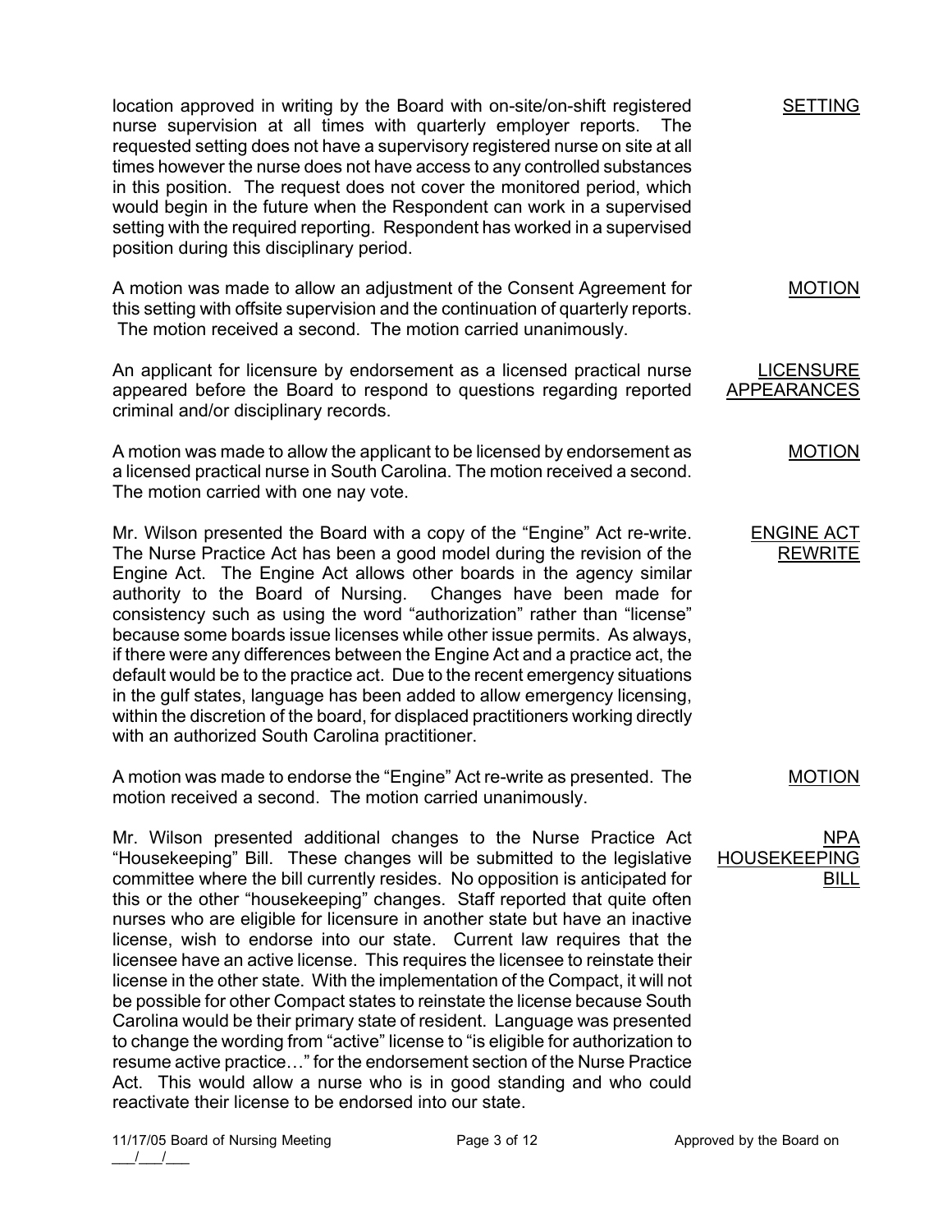location approved in writing by the Board with on-site/on-shift registered nurse supervision at all times with quarterly employer reports. The requested setting does not have a supervisory registered nurse on site at all times however the nurse does not have access to any controlled substances in this position. The request does not cover the monitored period, which would begin in the future when the Respondent can work in a supervised setting with the required reporting. Respondent has worked in a supervised position during this disciplinary period.

**SETTING**

A motion was made to allow an adjustment of the Consent Agreement for this setting with offsite supervision and the continuation of quarterly reports. The motion received a second. The motion carried unanimously.

**MOTION**

An applicant for licensure by endorsement as a licensed practical nurse appeared before the Board to respond to questions regarding reported criminal and/or disciplinary records.

**LICENSURE APPEARANCES**

A motion was made to allow the applicant to be licensed by endorsement as a licensed practical nurse in South Carolina. The motion received a second. The motion carried with one nay vote.

**MOTION**

Mr. Wilson presented the Board with a copy of the "Engine" Act re-write. The Nurse Practice Act has been a good model during the revision of the Engine Act. The Engine Act allows other boards in the agency similar authority to the Board of Nursing. Changes have been made for consistency such as using the word "authorization" rather than "license" because some boards issue licenses while other issue permits. As always, if there were any differences between the Engine Act and a practice act, the default would be to the practice act. Due to the recent emergency situations in the gulf states, language has been added to allow emergency licensing, within the discretion of the board, for displaced practitioners working directly with an authorized South Carolina practitioner.

**ENGINE ACT REWRITE**

A motion was made to endorse the "Engine" Act re-write as presented. The motion received a second. The motion carried unanimously.

**MOTION**

Mr. Wilson presented additional changes to the Nurse Practice Act "Housekeeping" Bill. These changes will be submitted to the legislative committee where the bill currently resides. No opposition is anticipated for this or the other "housekeeping" changes. Staff reported that quite often nurses who are eligible for licensure in another state but have an inactive license, wish to endorse into our state. Current law requires that the licensee have an active license. This requires the licensee to reinstate their license in the other state. With the implementation of the Compact, it will not be possible for other Compact states to reinstate the license because South Carolina would be their primary state of resident. Language was presented to change the wording from "active" license to "is eligible for authorization to resume active practice…" for the endorsement section of the Nurse Practice Act. This would allow a nurse who is in good standing and who could reactivate their license to be endorsed into our state.

**NPA HOUSEKEEPING BILL**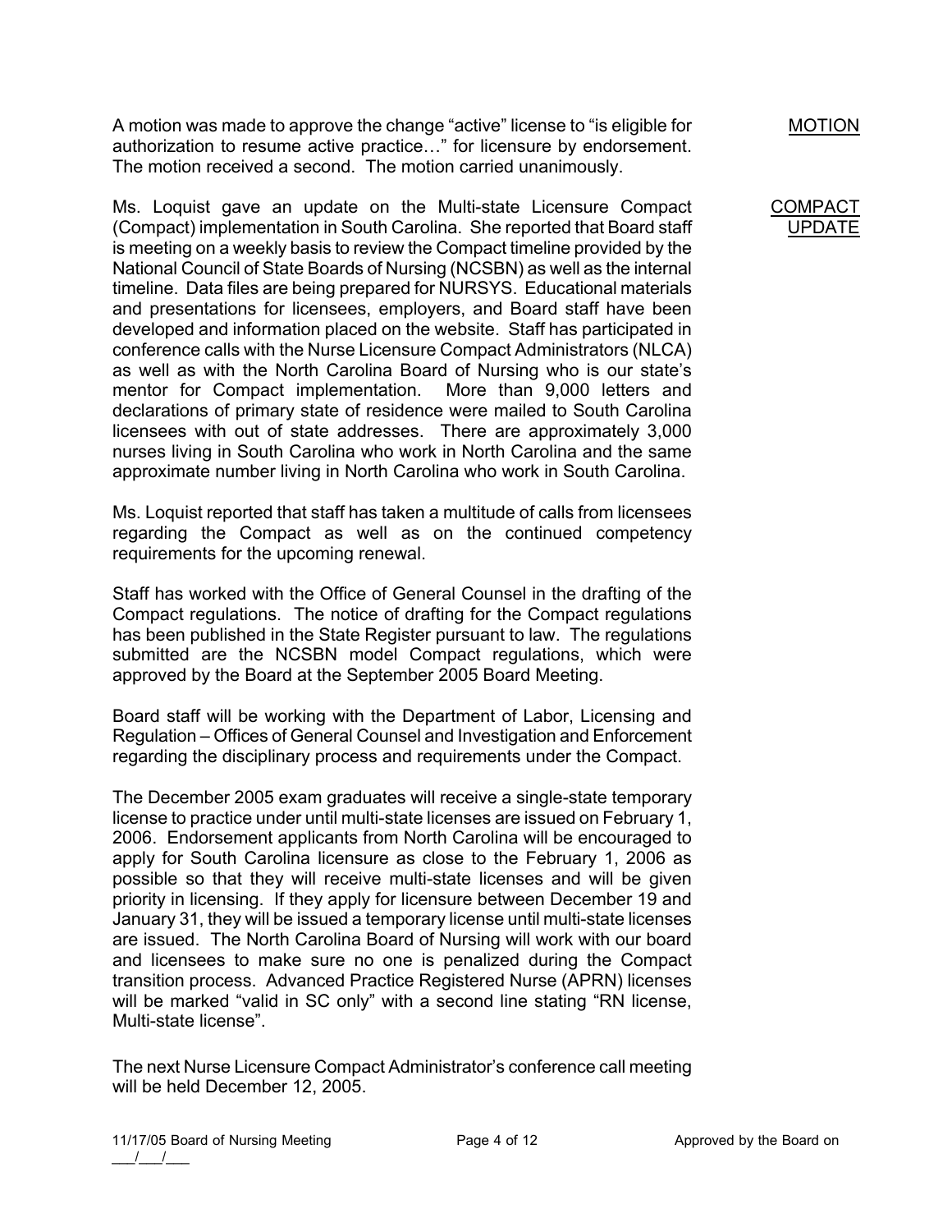A motion was made to approve the change "active" license to "is eligible for authorization to resume active practice…" for licensure by endorsement. The motion received a second. The motion carried unanimously.

MOTION

Ms. Loquist gave an update on the Multi-state Licensure Compact (Compact) implementation in South Carolina. She reported that Board staff is meeting on a weekly basis to review the Compact timeline provided by the National Council of State Boards of Nursing (NCSBN) as well as the internal timeline. Data files are being prepared for NURSYS. Educational materials and presentations for licensees, employers, and Board staff have been developed and information placed on the website. Staff has participated in conference calls with the Nurse Licensure Compact Administrators (NLCA) as well as with the North Carolina Board of Nursing who is our state's mentor for Compact implementation. More than 9,000 letters and declarations of primary state of residence were mailed to South Carolina licensees with out of state addresses. There are approximately 3,000 nurses living in South Carolina who work in North Carolina and the same approximate number living in North Carolina who work in South Carolina.

COMPACT UPDATE

Ms. Loquist reported that staff has taken a multitude of calls from licensees regarding the Compact as well as on the continued competency requirements for the upcoming renewal.

Staff has worked with the Office of General Counsel in the drafting of the Compact regulations. The notice of drafting for the Compact regulations has been published in the State Register pursuant to law. The regulations submitted are the NCSBN model Compact regulations, which were approved by the Board at the September 2005 Board Meeting.

Board staff will be working with the Department of Labor, Licensing and Regulation – Offices of General Counsel and Investigation and Enforcement regarding the disciplinary process and requirements under the Compact.

The December 2005 exam graduates will receive a single-state temporary license to practice under until multi-state licenses are issued on February 1, 2006. Endorsement applicants from North Carolina will be encouraged to apply for South Carolina licensure as close to the February 1, 2006 as possible so that they will receive multi-state licenses and will be given priority in licensing. If they apply for licensure between December 19 and January 31, they will be issued a temporary license until multi-state licenses are issued. The North Carolina Board of Nursing will work with our board and licensees to make sure no one is penalized during the Compact transition process. Advanced Practice Registered Nurse (APRN) licenses will be marked "valid in SC only" with a second line stating "RN license, Multi-state license".

The next Nurse Licensure Compact Administrator's conference call meeting will be held December 12, 2005.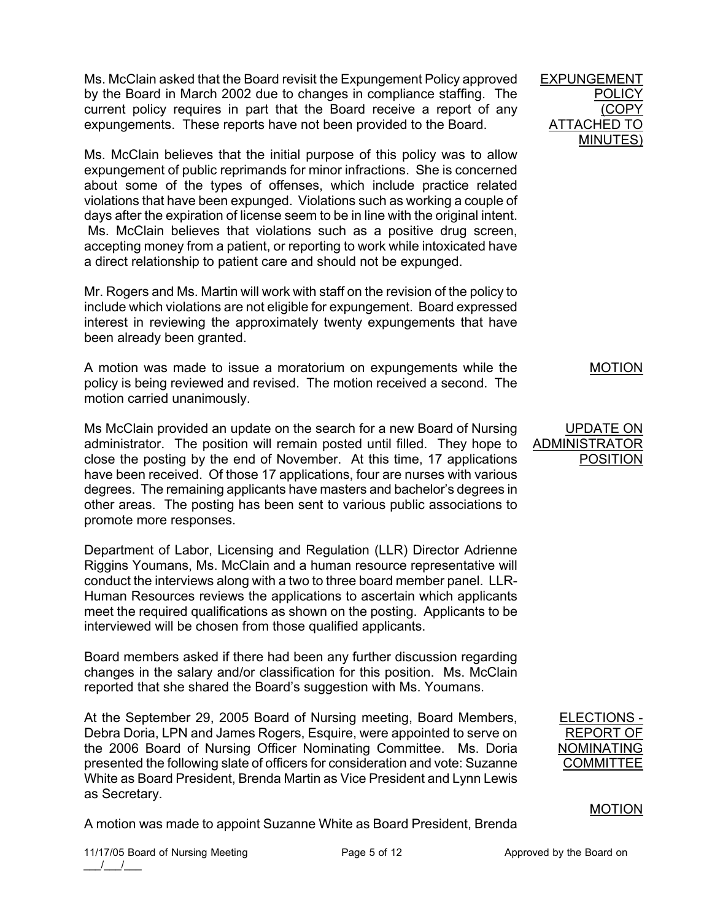**EXPUNGEMENT POLICY (COPY ATTACHED TO MINUTES)**

Ms. McClain asked that the Board revisit the Expungement Policy approved by the Board in March 2002 due to changes in compliance staffing. The current policy requires in part that the Board receive a report of any expungements. These reports have not been provided to the Board.

Ms. McClain believes that the initial purpose of this policy was to allow expungement of public reprimands for minor infractions. She is concerned about some of the types of offenses, which include practice related violations that have been expunged. Violations such as working a couple of days after the expiration of license seem to be in line with the original intent. Ms. McClain believes that violations such as a positive drug screen, accepting money from a patient, or reporting to work while intoxicated have a direct relationship to patient care and should not be expunged.

Mr. Rogers and Ms. Martin will work with staff on the revision of the policy to include which violations are not eligible for expungement. Board expressed interest in reviewing the approximately twenty expungements that have been already been granted.

**MOTION**

A motion was made to issue a moratorium on expungements while the policy is being reviewed and revised. The motion received a second. The motion carried unanimously.

**UPDATE ON ADMINISTRATOR POSITION**

Ms McClain provided an update on the search for a new Board of Nursing administrator. The position will remain posted until filled. They hope to close the posting by the end of November. At this time, 17 applications have been received. Of those 17 applications, four are nurses with various degrees. The remaining applicants have masters and bachelor's degrees in other areas. The posting has been sent to various public associations to promote more responses.

Department of Labor, Licensing and Regulation (LLR) Director Adrienne Riggins Youmans, Ms. McClain and a human resource representative will conduct the interviews along with a two to three board member panel. LLR-Human Resources reviews the applications to ascertain which applicants meet the required qualifications as shown on the posting. Applicants to be interviewed will be chosen from those qualified applicants.

Board members asked if there had been any further discussion regarding changes in the salary and/or classification for this position. Ms. McClain reported that she shared the Board's suggestion with Ms. Youmans.

**ELECTIONS - REPORT OF NOMINATING COMMITTEE**

At the September 29, 2005 Board of Nursing meeting, Board Members, Debra Doria, LPN and James Rogers, Esquire, were appointed to serve on the 2006 Board of Nursing Officer Nominating Committee. Ms. Doria presented the following slate of officers for consideration and vote: Suzanne White as Board President, Brenda Martin as Vice President and Lynn Lewis as Secretary.

**MOTION**

A motion was made to appoint Suzanne White as Board President, Brenda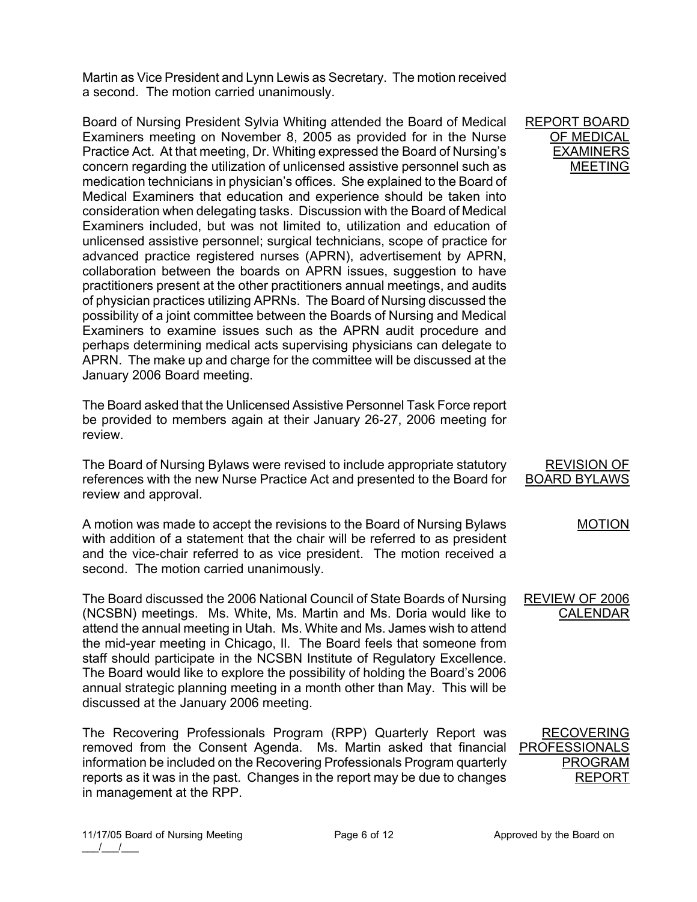Martin as Vice President and Lynn Lewis as Secretary. The motion received a second. The motion carried unanimously.

**REPORT BOARD OF MEDICAL EXAMINERS MEETING**

Board of Nursing President Sylvia Whiting attended the Board of Medical Examiners meeting on November 8, 2005 as provided for in the Nurse Practice Act. At that meeting, Dr. Whiting expressed the Board of Nursing's concern regarding the utilization of unlicensed assistive personnel such as medication technicians in physician's offices. She explained to the Board of Medical Examiners that education and experience should be taken into consideration when delegating tasks. Discussion with the Board of Medical Examiners included, but was not limited to, utilization and education of unlicensed assistive personnel; surgical technicians, scope of practice for advanced practice registered nurses (APRN), advertisement by APRN, collaboration between the boards on APRN issues, suggestion to have practitioners present at the other practitioners annual meetings, and audits of physician practices utilizing APRNs. The Board of Nursing discussed the possibility of a joint committee between the Boards of Nursing and Medical Examiners to examine issues such as the APRN audit procedure and perhaps determining medical acts supervising physicians can delegate to APRN. The make up and charge for the committee will be discussed at the January 2006 Board meeting.

The Board asked that the Unlicensed Assistive Personnel Task Force report be provided to members again at their January 26-27, 2006 meeting for review.

**REVISION OF BOARD BYLAWS**

The Board of Nursing Bylaws were revised to include appropriate statutory references with the new Nurse Practice Act and presented to the Board for review and approval.

**MOTION**

A motion was made to accept the revisions to the Board of Nursing Bylaws with addition of a statement that the chair will be referred to as president and the vice-chair referred to as vice president. The motion received a second. The motion carried unanimously.

**REVIEW OF 2006 CALENDAR**

The Board discussed the 2006 National Council of State Boards of Nursing (NCSBN) meetings. Ms. White, Ms. Martin and Ms. Doria would like to attend the annual meeting in Utah. Ms. White and Ms. James wish to attend the mid-year meeting in Chicago, Il. The Board feels that someone from staff should participate in the NCSBN Institute of Regulatory Excellence. The Board would like to explore the possibility of holding the Board's 2006 annual strategic planning meeting in a month other than May. This will be discussed at the January 2006 meeting.

**RECOVERING PROFESSIONALS PROGRAM REPORT**

The Recovering Professionals Program (RPP) Quarterly Report was removed from the Consent Agenda. Ms. Martin asked that financial information be included on the Recovering Professionals Program quarterly reports as it was in the past. Changes in the report may be due to changes in management at the RPP.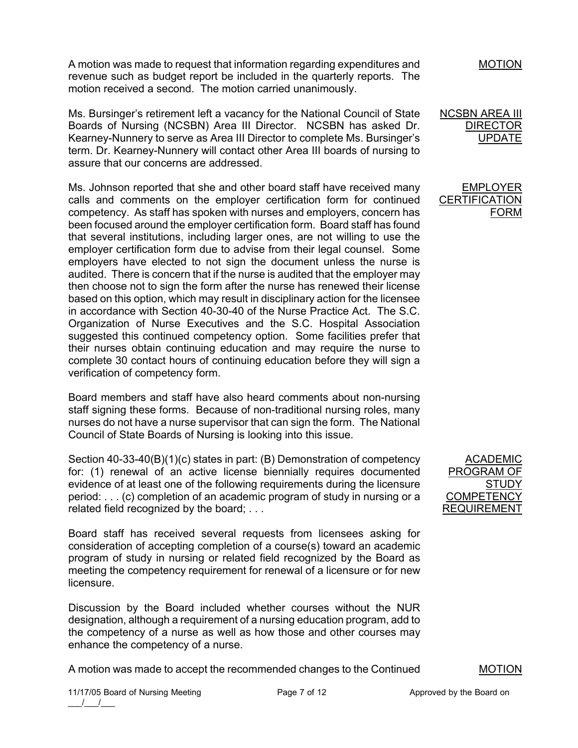A motion was made to request that information regarding expenditures and revenue such as budget report be included in the quarterly reports. The motion received a second. The motion carried unanimously.

MOTION

<u>NCSBN AREA III DIRECTOR UPDATE</u>

Ms. Bursinger's retirement left a vacancy for the National Council of State Boards of Nursing (NCSBN) Area III Director. NCSBN has asked Dr. Kearney-Nunnery to serve as Area III Director to complete Ms. Bursinger's term. Dr. Kearney-Nunnery will contact other Area III boards of nursing to assure that our concerns are addressed.

<u>EMPLOYER CERTIFICATION FORM</u>

Ms. Johnson reported that she and other board staff have received many calls and comments on the employer certification form for continued competency. As staff has spoken with nurses and employers, concern has been focused around the employer certification form. Board staff has found that several institutions, including larger ones, are not willing to use the employer certification form due to advise from their legal counsel. Some employers have elected to not sign the document unless the nurse is audited. There is concern that if the nurse is audited that the employer may then choose not to sign the form after the nurse has renewed their license based on this option, which may result in disciplinary action for the licensee in accordance with Section 40-30-40 of the Nurse Practice Act. The S.C. Organization of Nurse Executives and the S.C. Hospital Association suggested this continued competency option. Some facilities prefer that their nurses obtain continuing education and may require the nurse to complete 30 contact hours of continuing education before they will sign a verification of competency form.

Board members and staff have also heard comments about non-nursing staff signing these forms. Because of non-traditional nursing roles, many nurses do not have a nurse supervisor that can sign the form. The National Council of State Boards of Nursing is looking into this issue.

<u>ACADEMIC PROGRAM OF STUDY COMPETENCY REQUIREMENT</u>

Section 40-33-40(B)(1)(c) states in part: (B) Demonstration of competency for: (1) renewal of an active license biennially requires documented evidence of at least one of the following requirements during the licensure period: . . . (c) completion of an academic program of study in nursing or a related field recognized by the board; . . .

Board staff has received several requests from licensees asking for consideration of accepting completion of a course(s) toward an academic program of study in nursing or related field recognized by the Board as meeting the competency requirement for renewal of a licensure or for new licensure.

Discussion by the Board included whether courses without the NUR designation, although a requirement of a nursing education program, add to the competency of a nurse as well as how those and other courses may enhance the competency of a nurse.

<u>MOTION</u>

A motion was made to accept the recommended changes to the Continued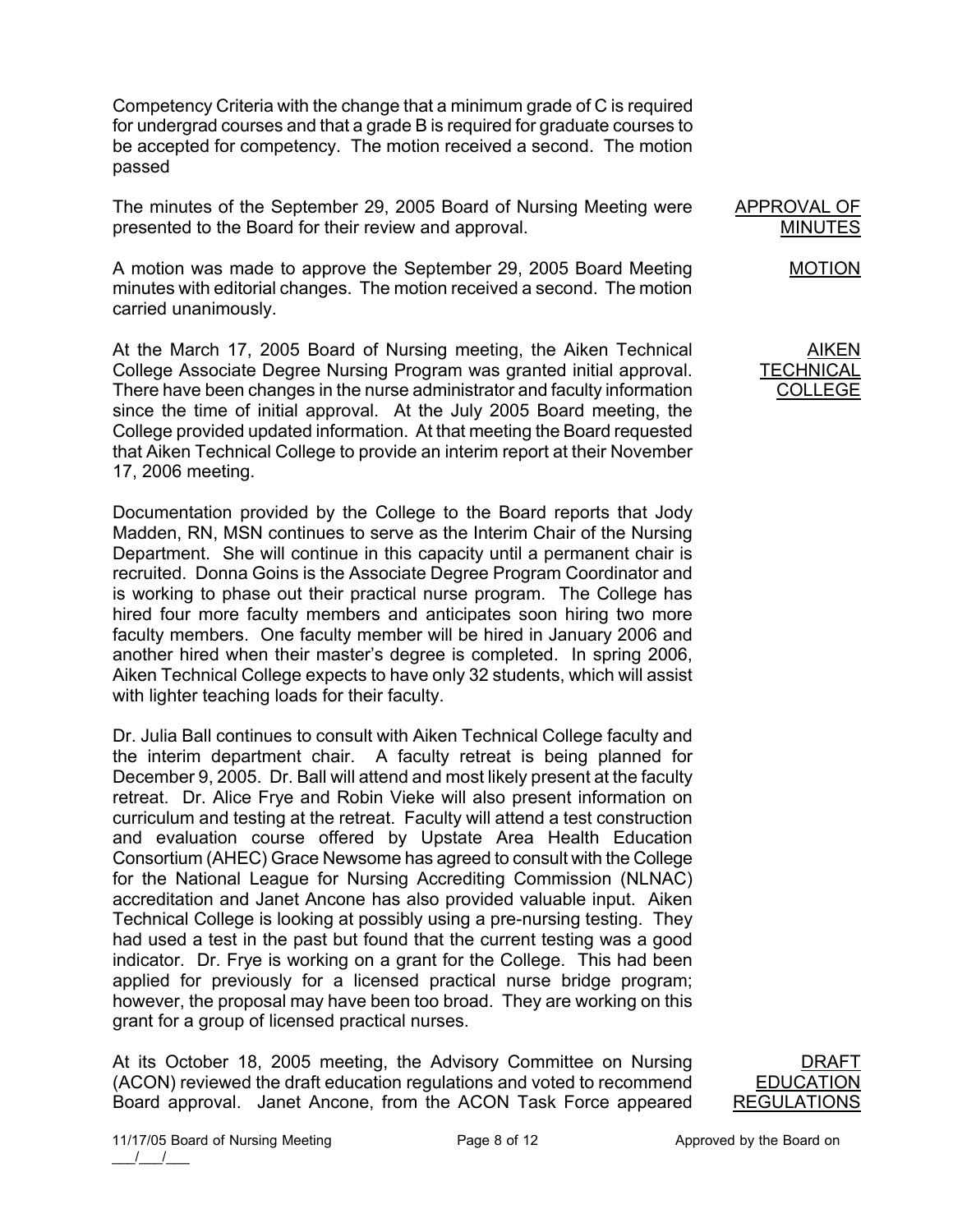Competency Criteria with the change that a minimum grade of C is required for undergrad courses and that a grade B is required for graduate courses to be accepted for competency. The motion received a second. The motion passed

**APPROVAL OF MINUTES**

The minutes of the September 29, 2005 Board of Nursing Meeting were presented to the Board for their review and approval.

**MOTION**

A motion was made to approve the September 29, 2005 Board Meeting minutes with editorial changes. The motion received a second. The motion carried unanimously.

**AIKEN TECHNICAL COLLEGE**

At the March 17, 2005 Board of Nursing meeting, the Aiken Technical College Associate Degree Nursing Program was granted initial approval. There have been changes in the nurse administrator and faculty information since the time of initial approval. At the July 2005 Board meeting, the College provided updated information. At that meeting the Board requested that Aiken Technical College to provide an interim report at their November 17, 2006 meeting.

Documentation provided by the College to the Board reports that Jody Madden, RN, MSN continues to serve as the Interim Chair of the Nursing Department. She will continue in this capacity until a permanent chair is recruited. Donna Goins is the Associate Degree Program Coordinator and is working to phase out their practical nurse program. The College has hired four more faculty members and anticipates soon hiring two more faculty members. One faculty member will be hired in January 2006 and another hired when their master's degree is completed. In spring 2006, Aiken Technical College expects to have only 32 students, which will assist with lighter teaching loads for their faculty.

Dr. Julia Ball continues to consult with Aiken Technical College faculty and the interim department chair. A faculty retreat is being planned for December 9, 2005. Dr. Ball will attend and most likely present at the faculty retreat. Dr. Alice Frye and Robin Vieke will also present information on curriculum and testing at the retreat. Faculty will attend a test construction and evaluation course offered by Upstate Area Health Education Consortium (AHEC) Grace Newsome has agreed to consult with the College for the National League for Nursing Accrediting Commission (NLNAC) accreditation and Janet Ancone has also provided valuable input. Aiken Technical College is looking at possibly using a pre-nursing testing. They had used a test in the past but found that the current testing was a good indicator. Dr. Frye is working on a grant for the College. This had been applied for previously for a licensed practical nurse bridge program; however, the proposal may have been too broad. They are working on this grant for a group of licensed practical nurses.

**DRAFT EDUCATION REGULATIONS**

At its October 18, 2005 meeting, the Advisory Committee on Nursing (ACON) reviewed the draft education regulations and voted to recommend Board approval. Janet Ancone, from the ACON Task Force appeared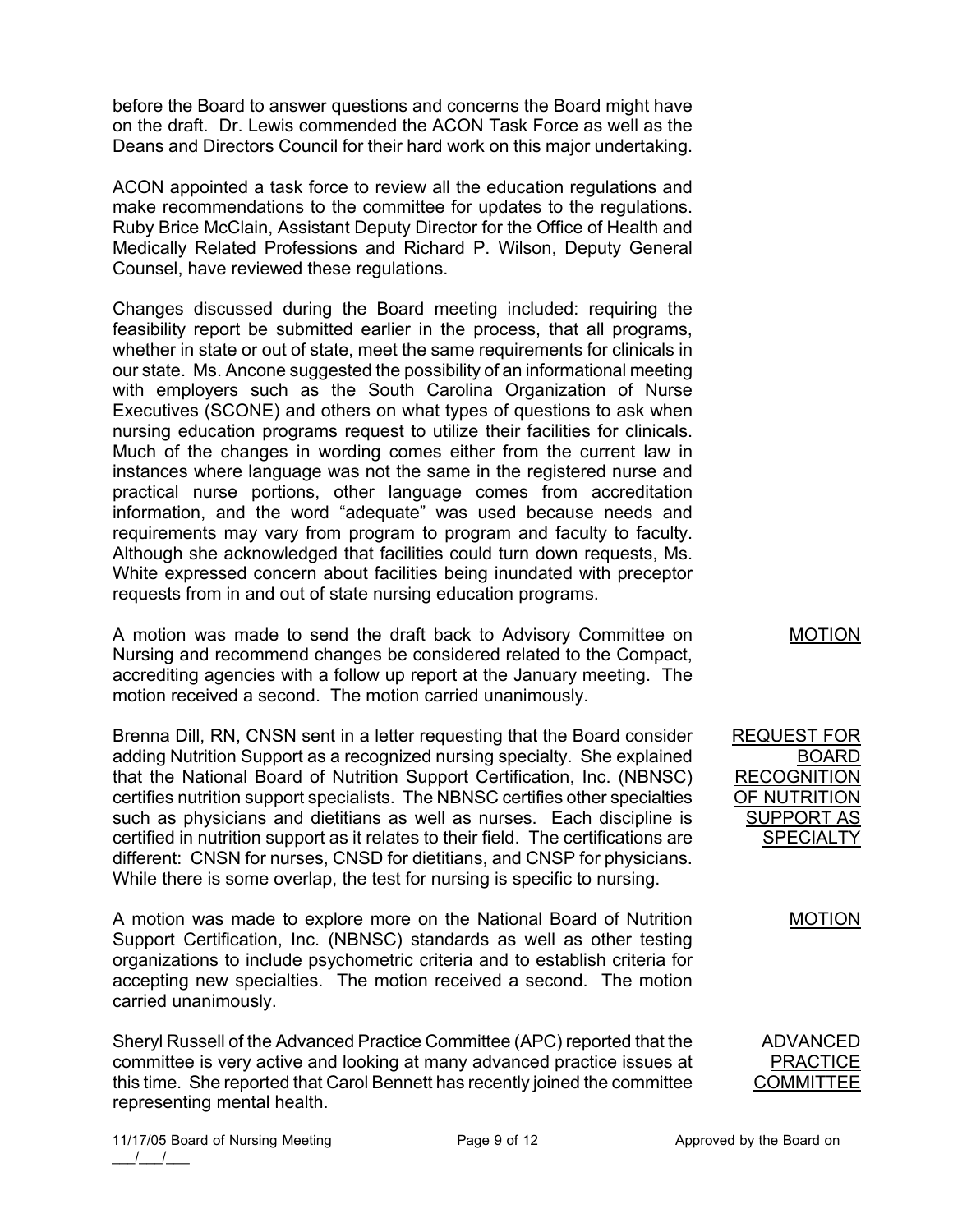before the Board to answer questions and concerns the Board might have on the draft. Dr. Lewis commended the ACON Task Force as well as the Deans and Directors Council for their hard work on this major undertaking.

ACON appointed a task force to review all the education regulations and make recommendations to the committee for updates to the regulations. Ruby Brice McClain, Assistant Deputy Director for the Office of Health and Medically Related Professions and Richard P. Wilson, Deputy General Counsel, have reviewed these regulations.

Changes discussed during the Board meeting included: requiring the feasibility report be submitted earlier in the process, that all programs, whether in state or out of state, meet the same requirements for clinicals in our state. Ms. Ancone suggested the possibility of an informational meeting with employers such as the South Carolina Organization of Nurse Executives (SCONE) and others on what types of questions to ask when nursing education programs request to utilize their facilities for clinicals. Much of the changes in wording comes either from the current law in instances where language was not the same in the registered nurse and practical nurse portions, other language comes from accreditation information, and the word "adequate" was used because needs and requirements may vary from program to program and faculty to faculty. Although she acknowledged that facilities could turn down requests, Ms. White expressed concern about facilities being inundated with preceptor requests from in and out of state nursing education programs.

<u>MOTION</u>

A motion was made to send the draft back to Advisory Committee on Nursing and recommend changes be considered related to the Compact, accrediting agencies with a follow up report at the January meeting. The motion received a second. The motion carried unanimously.

<u>REQUEST FOR BOARD RECOGNITION OF NUTRITION SUPPORT AS SPECIALTY</u>

Brenna Dill, RN, CNSN sent in a letter requesting that the Board consider adding Nutrition Support as a recognized nursing specialty. She explained that the National Board of Nutrition Support Certification, Inc. (NBNSC) certifies nutrition support specialists. The NBNSC certifies other specialties such as physicians and dietitians as well as nurses. Each discipline is certified in nutrition support as it relates to their field. The certifications are different: CNSN for nurses, CNSD for dietitians, and CNSP for physicians. While there is some overlap, the test for nursing is specific to nursing.

<u>MOTION</u>

A motion was made to explore more on the National Board of Nutrition Support Certification, Inc. (NBNSC) standards as well as other testing organizations to include psychometric criteria and to establish criteria for accepting new specialties. The motion received a second. The motion carried unanimously.

<u>ADVANCED PRACTICE COMMITTEE</u>

Sheryl Russell of the Advanced Practice Committee (APC) reported that the committee is very active and looking at many advanced practice issues at this time. She reported that Carol Bennett has recently joined the committee representing mental health.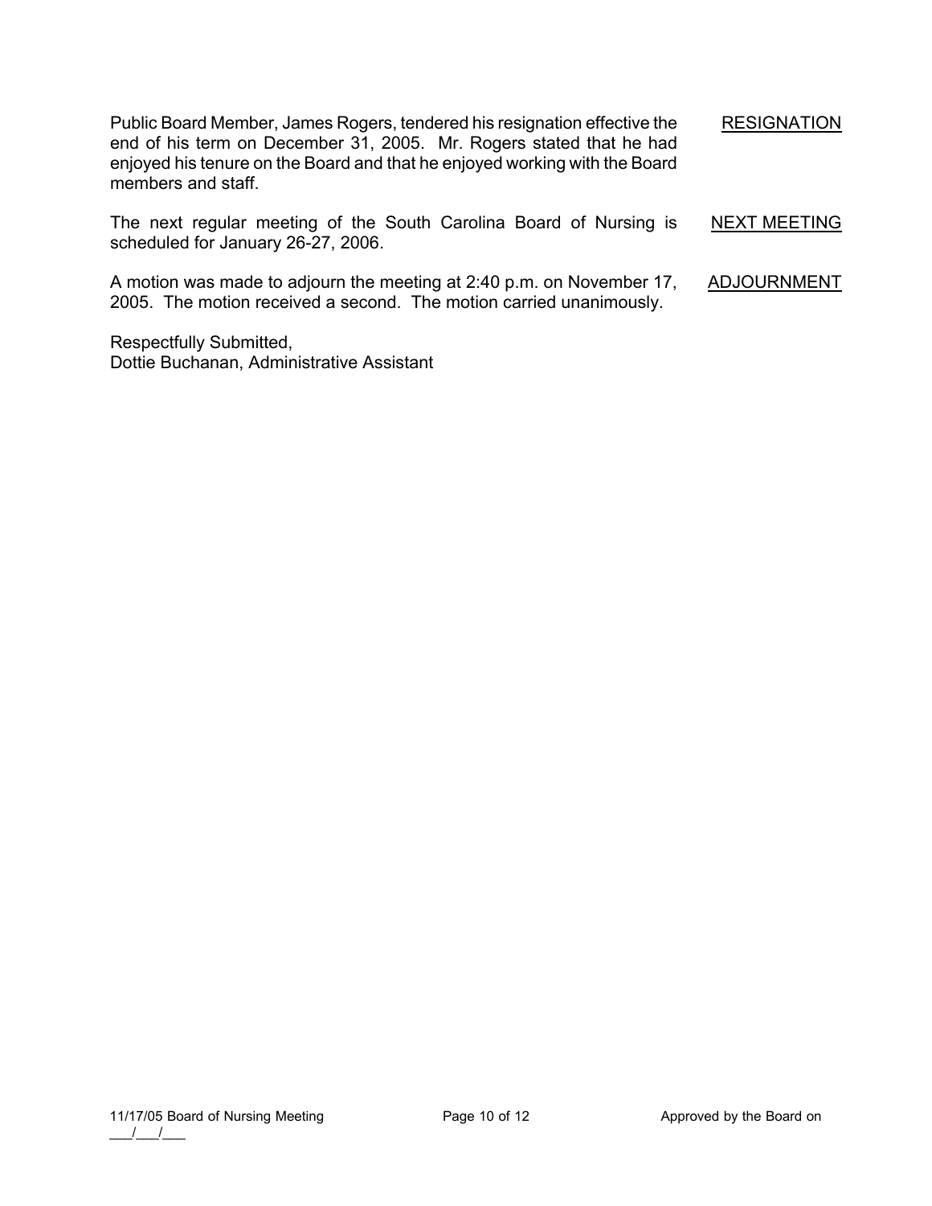Public Board Member, James Rogers, tendered his resignation effective the end of his term on December 31, 2005. Mr. Rogers stated that he had enjoyed his tenure on the Board and that he enjoyed working with the Board members and staff.

<u>RESIGNATION</u>

The next regular meeting of the South Carolina Board of Nursing is scheduled for January 26-27, 2006.

<u>NEXT MEETING</u>

A motion was made to adjourn the meeting at 2:40 p.m. on November 17, 2005. The motion received a second. The motion carried unanimously.

<u>ADJOURNMENT</u>

Respectfully Submitted,
Dottie Buchanan, Administrative Assistant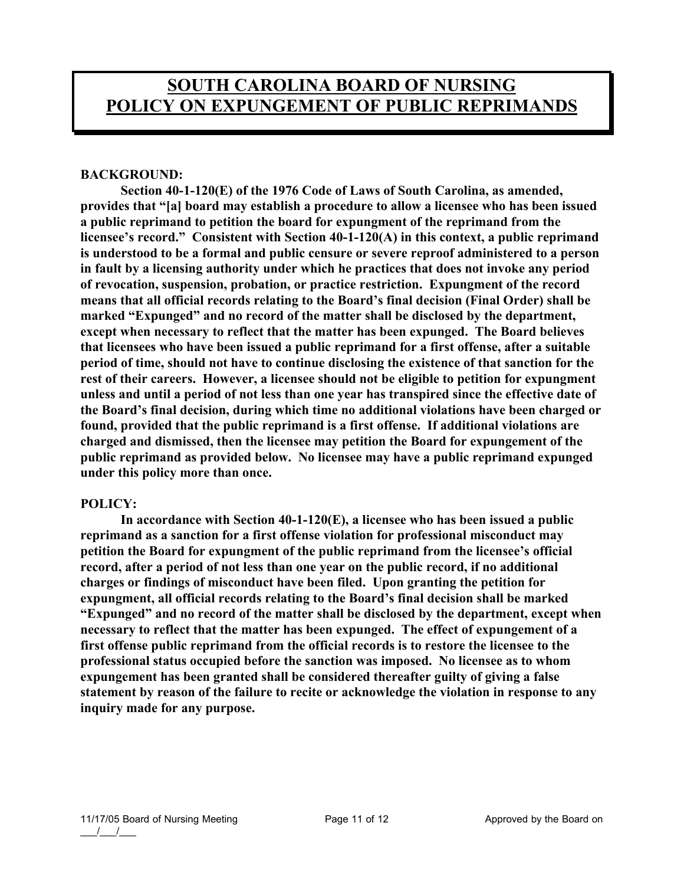# SOUTH CAROLINA BOARD OF NURSING POLICY ON EXPUNGEMENT OF PUBLIC REPRIMANDS

**BACKGROUND:**

**Section 40-1-120(E) of the 1976 Code of Laws of South Carolina, as amended, provides that "[a] board may establish a procedure to allow a licensee who has been issued a public reprimand to petition the board for expungment of the reprimand from the licensee's record." Consistent with Section 40-1-120(A) in this context, a public reprimand is understood to be a formal and public censure or severe reproof administered to a person in fault by a licensing authority under which he practices that does not invoke any period of revocation, suspension, probation, or practice restriction. Expungment of the record means that all official records relating to the Board's final decision (Final Order) shall be marked "Expunged" and no record of the matter shall be disclosed by the department, except when necessary to reflect that the matter has been expunged. The Board believes that licensees who have been issued a public reprimand for a first offense, after a suitable period of time, should not have to continue disclosing the existence of that sanction for the rest of their careers. However, a licensee should not be eligible to petition for expungment unless and until a period of not less than one year has transpired since the effective date of the Board's final decision, during which time no additional violations have been charged or found, provided that the public reprimand is a first offense. If additional violations are charged and dismissed, then the licensee may petition the Board for expungement of the public reprimand as provided below. No licensee may have a public reprimand expunged under this policy more than once.**

**POLICY:**

**In accordance with Section 40-1-120(E), a licensee who has been issued a public reprimand as a sanction for a first offense violation for professional misconduct may petition the Board for expungment of the public reprimand from the licensee's official record, after a period of not less than one year on the public record, if no additional charges or findings of misconduct have been filed. Upon granting the petition for expungment, all official records relating to the Board's final decision shall be marked "Expunged" and no record of the matter shall be disclosed by the department, except when necessary to reflect that the matter has been expunged. The effect of expungement of a first offense public reprimand from the official records is to restore the licensee to the professional status occupied before the sanction was imposed. No licensee as to whom expungement has been granted shall be considered thereafter guilty of giving a false statement by reason of the failure to recite or acknowledge the violation in response to any inquiry made for any purpose.**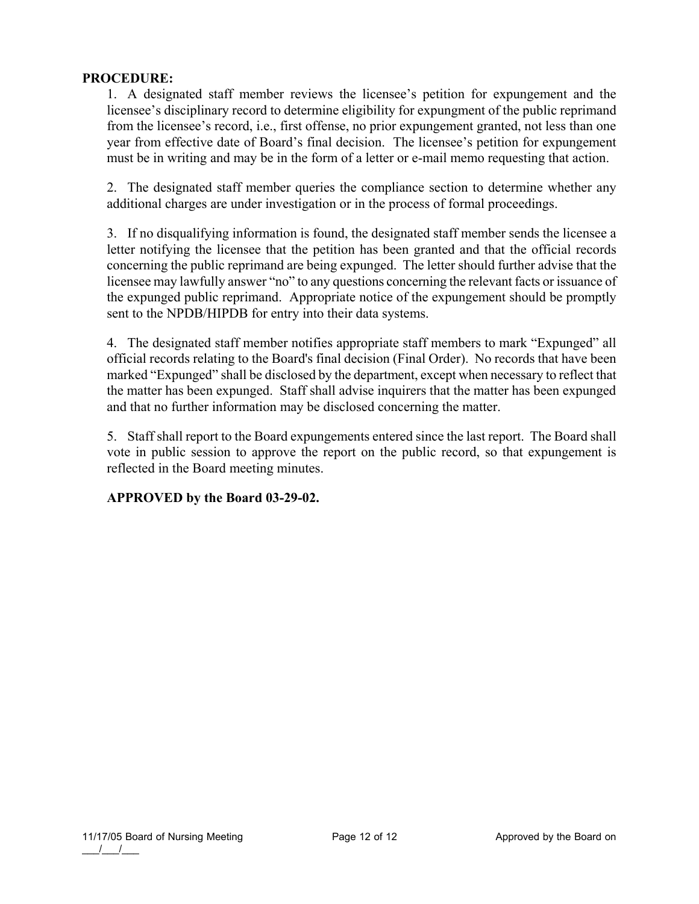**PROCEDURE:**

1. A designated staff member reviews the licensee's petition for expungement and the licensee's disciplinary record to determine eligibility for expungment of the public reprimand from the licensee's record, i.e., first offense, no prior expungement granted, not less than one year from effective date of Board's final decision. The licensee's petition for expungement must be in writing and may be in the form of a letter or e-mail memo requesting that action.

2. The designated staff member queries the compliance section to determine whether any additional charges are under investigation or in the process of formal proceedings.

3. If no disqualifying information is found, the designated staff member sends the licensee a letter notifying the licensee that the petition has been granted and that the official records concerning the public reprimand are being expunged. The letter should further advise that the licensee may lawfully answer "no" to any questions concerning the relevant facts or issuance of the expunged public reprimand. Appropriate notice of the expungement should be promptly sent to the NPDB/HIPDB for entry into their data systems.

4. The designated staff member notifies appropriate staff members to mark "Expunged" all official records relating to the Board's final decision (Final Order). No records that have been marked "Expunged" shall be disclosed by the department, except when necessary to reflect that the matter has been expunged. Staff shall advise inquirers that the matter has been expunged and that no further information may be disclosed concerning the matter.

5. Staff shall report to the Board expungements entered since the last report. The Board shall vote in public session to approve the report on the public record, so that expungement is reflected in the Board meeting minutes.

**APPROVED by the Board 03-29-02.**